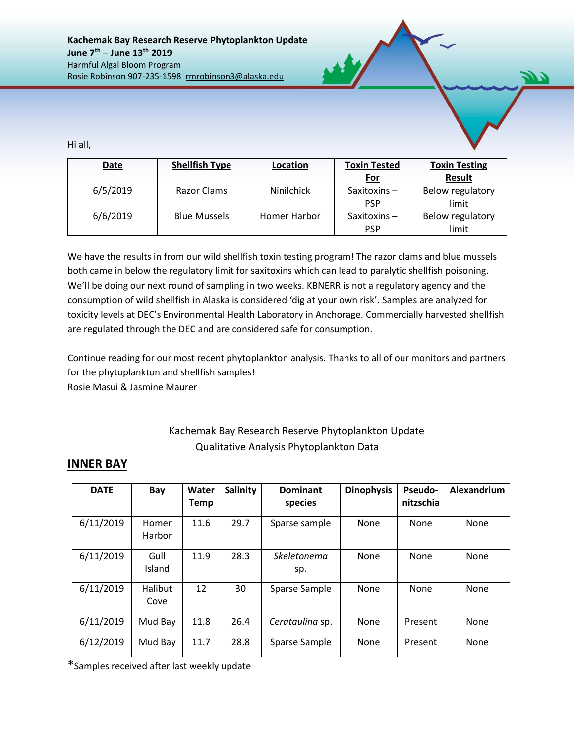**Kachemak Bay Research Reserve Phytoplankton Update**
**June 7th – June 13th 2019**
Harmful Algal Bloom Program
Rosie Robinson 907-235-1598 rmrobinson3@alaska.edu

Hi all,

| Date | Shellfish Type | Location | Toxin Tested For | Toxin Testing Result |
|---|---|---|---|---|
| 6/5/2019 | Razor Clams | Ninilchick | Saxitoxins – PSP | Below regulatory limit |
| 6/6/2019 | Blue Mussels | Homer Harbor | Saxitoxins – PSP | Below regulatory limit |

We have the results in from our wild shellfish toxin testing program! The razor clams and blue mussels both came in below the regulatory limit for saxitoxins which can lead to paralytic shellfish poisoning. We'll be doing our next round of sampling in two weeks. KBNERR is not a regulatory agency and the consumption of wild shellfish in Alaska is considered 'dig at your own risk'. Samples are analyzed for toxicity levels at DEC's Environmental Health Laboratory in Anchorage. Commercially harvested shellfish are regulated through the DEC and are considered safe for consumption.

Continue reading for our most recent phytoplankton analysis. Thanks to all of our monitors and partners for the phytoplankton and shellfish samples!
Rosie Masui & Jasmine Maurer

Kachemak Bay Research Reserve Phytoplankton Update
Qualitative Analysis Phytoplankton Data

## INNER BAY

| DATE | Bay | Water Temp | Salinity | Dominant species | Dinophysis | Pseudo-nitzschia | Alexandrium |
|---|---|---|---|---|---|---|---|
| 6/11/2019 | Homer Harbor | 11.6 | 29.7 | Sparse sample | None | None | None |
| 6/11/2019 | Gull Island | 11.9 | 28.3 | *Skeletonema* sp. | None | None | None |
| 6/11/2019 | Halibut Cove | 12 | 30 | Sparse Sample | None | None | None |
| 6/11/2019 | Mud Bay | 11.8 | 26.4 | *Cerataulina* sp. | None | Present | None |
| 6/12/2019 | Mud Bay | 11.7 | 28.8 | Sparse Sample | None | Present | None |

*Samples received after last weekly update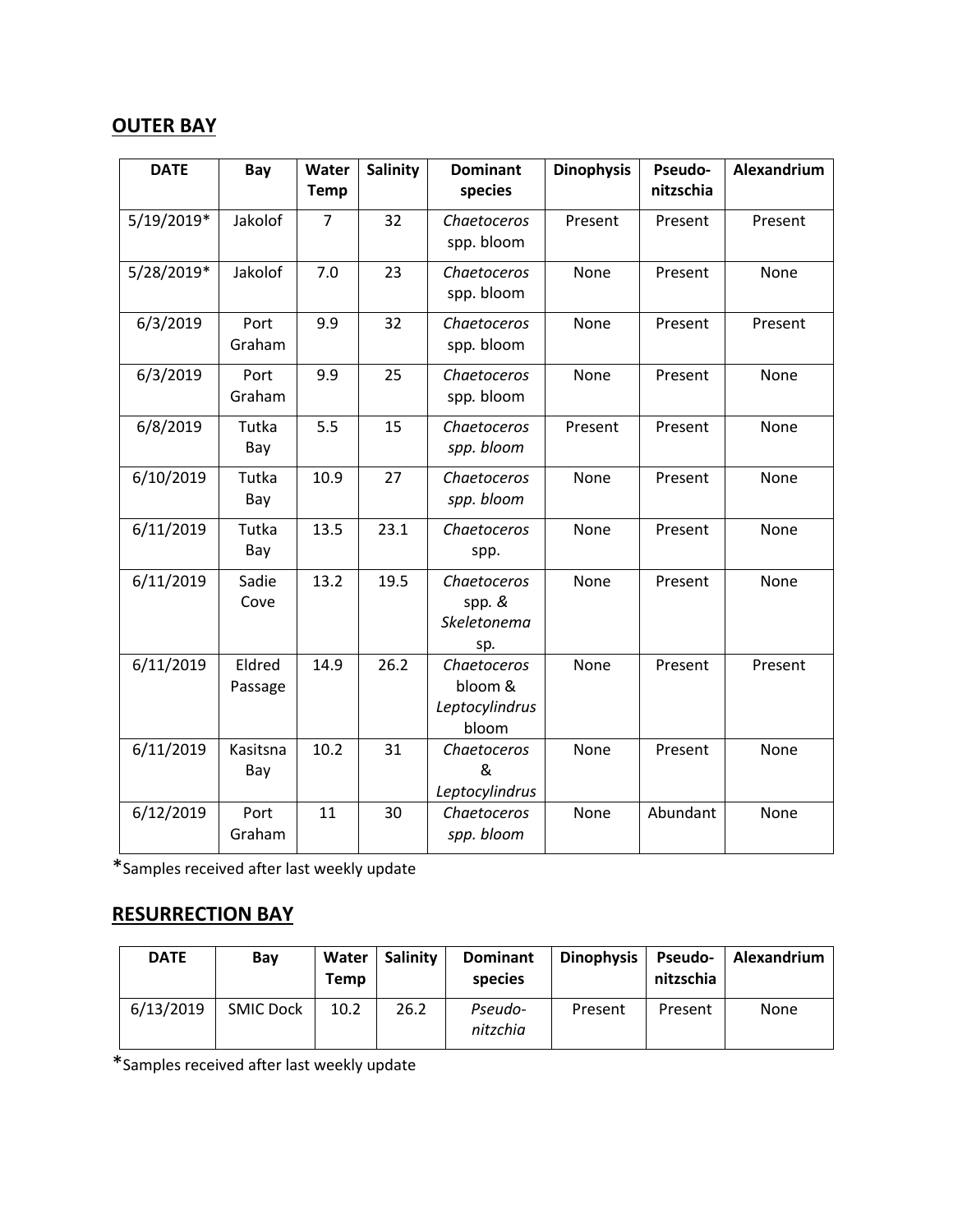## OUTER BAY

| DATE | Bay | Water Temp | Salinity | Dominant species | Dinophysis | Pseudo-nitzschia | Alexandrium |
|---|---|---|---|---|---|---|---|
| 5/19/2019* | Jakolof | 7 | 32 | *Chaetoceros* spp. bloom | Present | Present | Present |
| 5/28/2019* | Jakolof | 7.0 | 23 | *Chaetoceros* spp. bloom | None | Present | None |
| 6/3/2019 | Port Graham | 9.9 | 32 | *Chaetoceros* spp. bloom | None | Present | Present |
| 6/3/2019 | Port Graham | 9.9 | 25 | *Chaetoceros* spp. bloom | None | Present | None |
| 6/8/2019 | Tutka Bay | 5.5 | 15 | *Chaetoceros spp. bloom* | Present | Present | None |
| 6/10/2019 | Tutka Bay | 10.9 | 27 | *Chaetoceros spp. bloom* | None | Present | None |
| 6/11/2019 | Tutka Bay | 13.5 | 23.1 | *Chaetoceros* spp. | None | Present | None |
| 6/11/2019 | Sadie Cove | 13.2 | 19.5 | *Chaetoceros* spp. *&* *Skeletonema* sp. | None | Present | None |
| 6/11/2019 | Eldred Passage | 14.9 | 26.2 | *Chaetoceros* bloom & *Leptocylindrus* bloom | None | Present | Present |
| 6/11/2019 | Kasitsna Bay | 10.2 | 31 | *Chaetoceros* & *Leptocylindrus* | None | Present | None |
| 6/12/2019 | Port Graham | 11 | 30 | *Chaetoceros spp. bloom* | None | Abundant | None |

*Samples received after last weekly update

## RESURRECTION BAY

| DATE | Bay | Water Temp | Salinity | Dominant species | Dinophysis | Pseudo-nitzschia | Alexandrium |
|---|---|---|---|---|---|---|---|
| 6/13/2019 | SMIC Dock | 10.2 | 26.2 | *Pseudo-nitzchia* | Present | Present | None |

*Samples received after last weekly update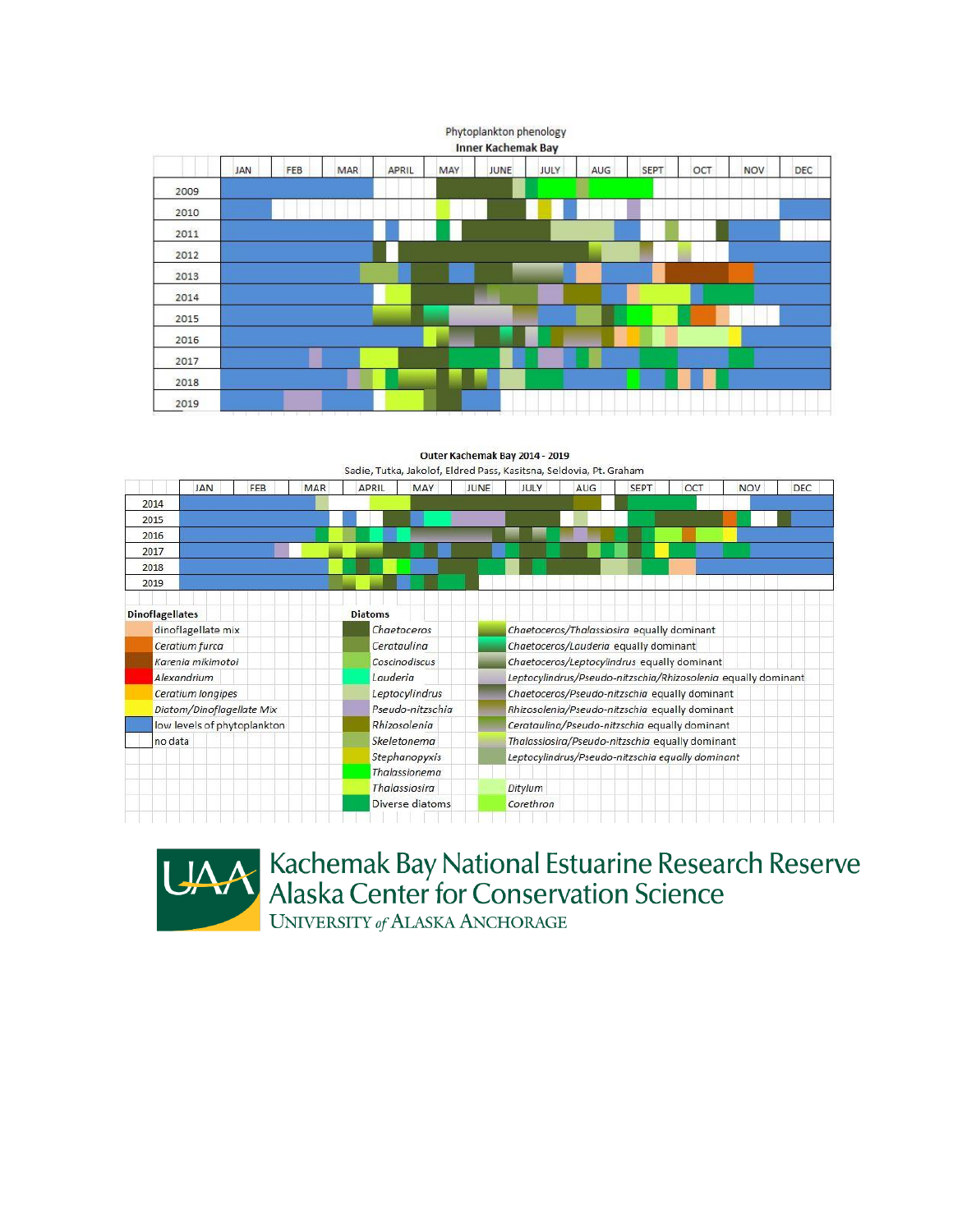Phytoplankton phenology

**Inner Kachemak Bay**

JAN FEB MAR APRIL MAY JUNE JULY AUG SEPT OCT NOV DEC

2009
2010
2011
2012
2013
2014
2015
2016
2017
2018
2019

Outer Kachemak Bay 2014 - 2019

Sadie, Tutka, Jakolof, Eldred Pass, Kasitsna, Seldovia, Pt. Graham

JAN FEB MAR APRIL MAY JUNE JULY AUG SEPT OCT NOV DEC

2014
2015
2016
2017
2018
2019

**Dinoflagellates**

dinoflagellate mix
*Ceratium furca*
*Karenia mikimotoi*
*Alexandrium*
*Ceratium longipes*
*Diatom/Dinoflagellate Mix*
low levels of phytoplankton
no data

**Diatoms**

*Chaetoceros*
*Cerataulina*
*Coscinodiscus*
*Lauderia*
*Leptocylindrus*
*Pseudo-nitzschia*
*Rhizosolenia*
*Skeletonema*
*Stephanopyxis*
*Thalassionema*
*Thalassiosira*
Diverse diatoms

*Chaetoceros/Thalassiosira* equally dominant
*Chaetoceros/Lauderia* equally dominant
*Chaetoceros/Leptocylindrus* equally dominant
*Leptocylindrus/Pseudo-nitzschia/Rhizosolenia* equally dominant
*Chaetoceros/Pseudo-nitzschia* equally dominant
*Rhizosolenia/Pseudo-nitzschia* equally dominant
*Cerataulina/Pseudo-nitzschia* equally dominant
*Thalassiosira/Pseudo-nitzschia* equally dominant
*Leptocylindrus/Pseudo-nitzschia* equally dominant

*Ditylum*
*Corethron*

Kachemak Bay National Estuarine Research Reserve
Alaska Center for Conservation Science
UNIVERSITY of ALASKA ANCHORAGE